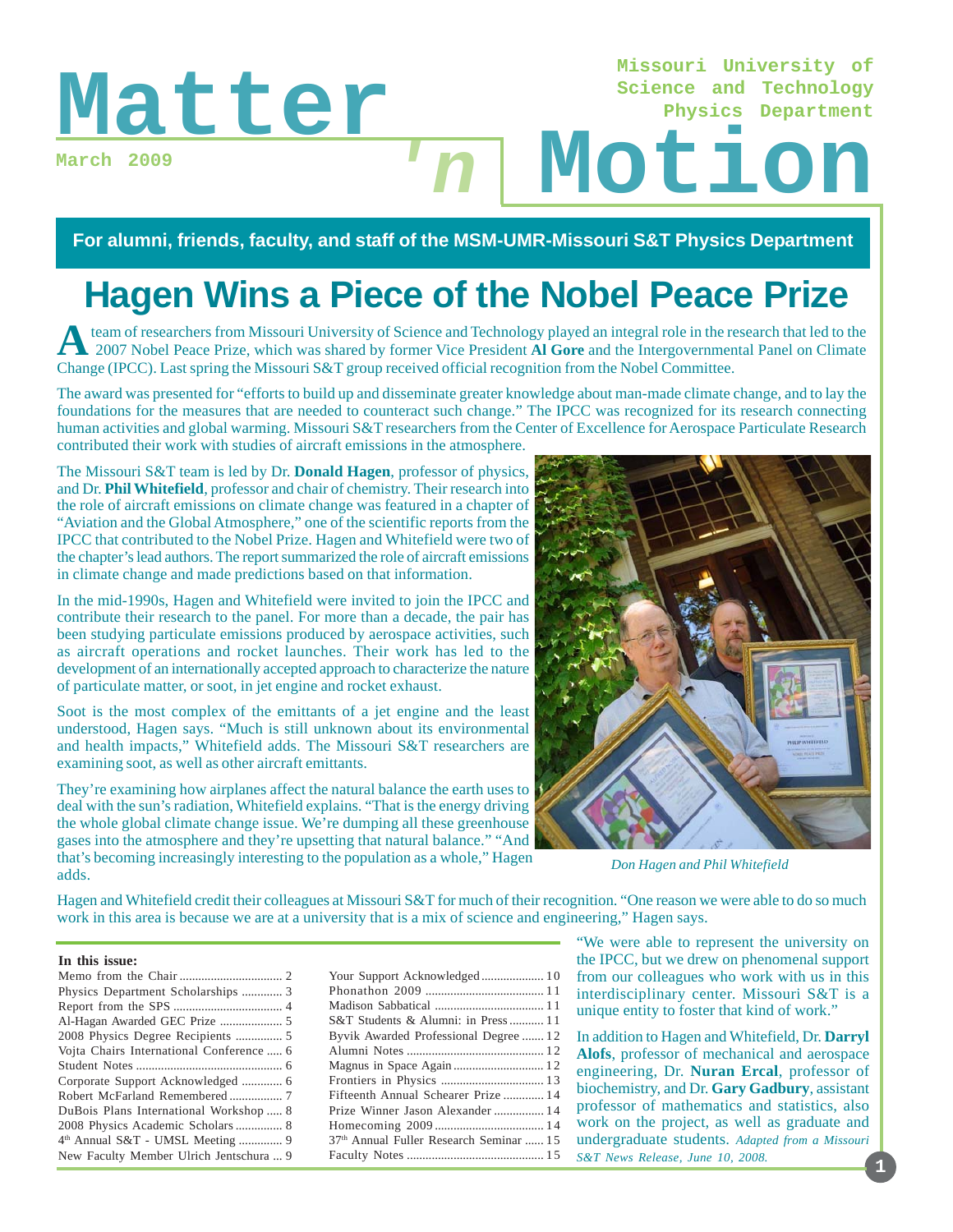# Matter 'n Motion

March 2009

Missouri University of Science and Technology Physics Department

**For alumni, friends, faculty, and staff of the MSM-UMR-Missouri S&T Physics Department**

## Hagen Wins a Piece of the Nobel Peace Prize

A team of researchers from Missouri University of Science and Technology played an integral role in the research that led to the 2007 Nobel Peace Prize, which was shared by former Vice President **Al Gore** and the Intergovernmental Panel on Climate Change (IPCC). Last spring the Missouri S&T group received official recognition from the Nobel Committee.

The award was presented for "efforts to build up and disseminate greater knowledge about man-made climate change, and to lay the foundations for the measures that are needed to counteract such change." The IPCC was recognized for its research connecting human activities and global warming. Missouri S&T researchers from the Center of Excellence for Aerospace Particulate Research contributed their work with studies of aircraft emissions in the atmosphere.

The Missouri S&T team is led by Dr. **Donald Hagen**, professor of physics, and Dr. **Phil Whitefield**, professor and chair of chemistry. Their research into the role of aircraft emissions on climate change was featured in a chapter of "Aviation and the Global Atmosphere," one of the scientific reports from the IPCC that contributed to the Nobel Prize. Hagen and Whitefield were two of the chapter's lead authors. The report summarized the role of aircraft emissions in climate change and made predictions based on that information.

In the mid-1990s, Hagen and Whitefield were invited to join the IPCC and contribute their research to the panel. For more than a decade, the pair has been studying particulate emissions produced by aerospace activities, such as aircraft operations and rocket launches. Their work has led to the development of an internationally accepted approach to characterize the nature of particulate matter, or soot, in jet engine and rocket exhaust.

Soot is the most complex of the emittants of a jet engine and the least understood, Hagen says. "Much is still unknown about its environmental and health impacts," Whitefield adds. The Missouri S&T researchers are examining soot, as well as other aircraft emittants.

They're examining how airplanes affect the natural balance the earth uses to deal with the sun's radiation, Whitefield explains. "That is the energy driving the whole global climate change issue. We're dumping all these greenhouse gases into the atmosphere and they're upsetting that natural balance." "And that's becoming increasingly interesting to the population as a whole," Hagen adds.

*Don Hagen and Phil Whitefield*

Hagen and Whitefield credit their colleagues at Missouri S&T for much of their recognition. "One reason we were able to do so much work in this area is because we are at a university that is a mix of science and engineering," Hagen says.

"We were able to represent the university on the IPCC, but we drew on phenomenal support from our colleagues who work with us in this interdisciplinary center. Missouri S&T is a unique entity to foster that kind of work."

In addition to Hagen and Whitefield, Dr. **Darryl Alofs**, professor of mechanical and aerospace engineering, Dr. **Nuran Ercal**, professor of biochemistry, and Dr. **Gary Gadbury**, assistant professor of mathematics and statistics, also work on the project, as well as graduate and undergraduate students. *Adapted from a Missouri S&T News Release, June 10, 2008.*

**In this issue:**

- Memo from the Chair ... 2
- Physics Department Scholarships ... 3
- Report from the SPS ... 4
- Al-Hagan Awarded GEC Prize ... 5
- 2008 Physics Degree Recipients ... 5
- Vojta Chairs International Conference ... 6
- Student Notes ... 6
- Corporate Support Acknowledged ... 6
- Robert McFarland Remembered ... 7
- DuBois Plans International Workshop ... 8
- 2008 Physics Academic Scholars ... 8
- 4th Annual S&T - UMSL Meeting ... 9
- New Faculty Member Ulrich Jentschura ... 9
- Your Support Acknowledged ... 10
- Phonathon 2009 ... 11
- Madison Sabbatical ... 11
- S&T Students & Alumni: in Press ... 11
- Byvik Awarded Professional Degree ... 12
- Alumni Notes ... 12
- Magnus in Space Again ... 12
- Frontiers in Physics ... 13
- Fifteenth Annual Schearer Prize ... 14
- Prize Winner Jason Alexander ... 14
- Homecoming 2009 ... 14
- 37th Annual Fuller Research Seminar ... 15
- Faculty Notes ... 15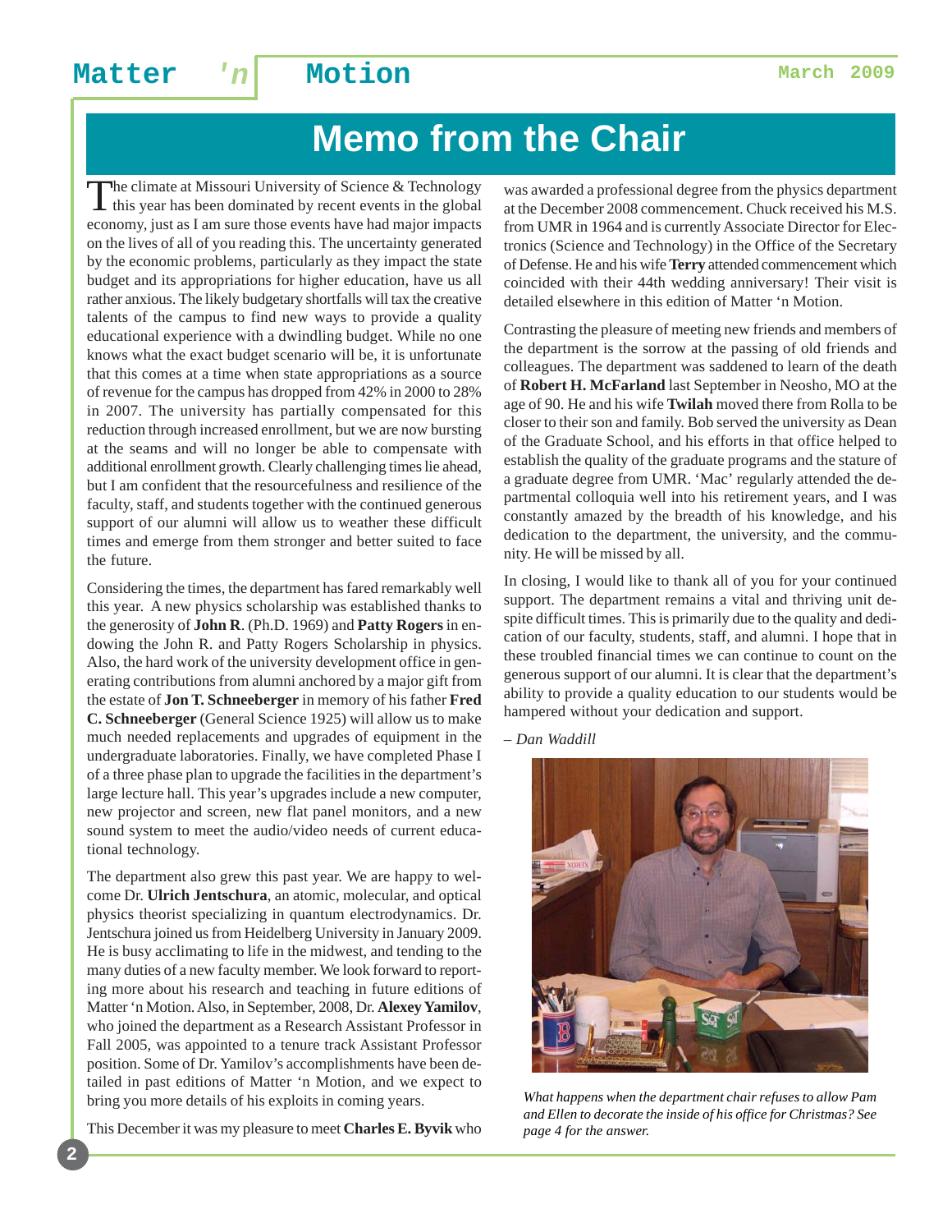# Memo from the Chair

The climate at Missouri University of Science & Technology this year has been dominated by recent events in the global economy, just as I am sure those events have had major impacts on the lives of all of you reading this. The uncertainty generated by the economic problems, particularly as they impact the state budget and its appropriations for higher education, have us all rather anxious. The likely budgetary shortfalls will tax the creative talents of the campus to find new ways to provide a quality educational experience with a dwindling budget. While no one knows what the exact budget scenario will be, it is unfortunate that this comes at a time when state appropriations as a source of revenue for the campus has dropped from 42% in 2000 to 28% in 2007. The university has partially compensated for this reduction through increased enrollment, but we are now bursting at the seams and will no longer be able to compensate with additional enrollment growth. Clearly challenging times lie ahead, but I am confident that the resourcefulness and resilience of the faculty, staff, and students together with the continued generous support of our alumni will allow us to weather these difficult times and emerge from them stronger and better suited to face the future.

Considering the times, the department has fared remarkably well this year. A new physics scholarship was established thanks to the generosity of **John R**. (Ph.D. 1969) and **Patty Rogers** in endowing the John R. and Patty Rogers Scholarship in physics. Also, the hard work of the university development office in generating contributions from alumni anchored by a major gift from the estate of **Jon T. Schneeberger** in memory of his father **Fred C. Schneeberger** (General Science 1925) will allow us to make much needed replacements and upgrades of equipment in the undergraduate laboratories. Finally, we have completed Phase I of a three phase plan to upgrade the facilities in the department's large lecture hall. This year's upgrades include a new computer, new projector and screen, new flat panel monitors, and a new sound system to meet the audio/video needs of current educational technology.

The department also grew this past year. We are happy to welcome Dr. **Ulrich Jentschura**, an atomic, molecular, and optical physics theorist specializing in quantum electrodynamics. Dr. Jentschura joined us from Heidelberg University in January 2009. He is busy acclimating to life in the midwest, and tending to the many duties of a new faculty member. We look forward to reporting more about his research and teaching in future editions of Matter 'n Motion. Also, in September, 2008, Dr. **Alexey Yamilov**, who joined the department as a Research Assistant Professor in Fall 2005, was appointed to a tenure track Assistant Professor position. Some of Dr. Yamilov's accomplishments have been detailed in past editions of Matter 'n Motion, and we expect to bring you more details of his exploits in coming years.

This December it was my pleasure to meet **Charles E. Byvik** who was awarded a professional degree from the physics department at the December 2008 commencement. Chuck received his M.S. from UMR in 1964 and is currently Associate Director for Electronics (Science and Technology) in the Office of the Secretary of Defense. He and his wife **Terry** attended commencement which coincided with their 44th wedding anniversary! Their visit is detailed elsewhere in this edition of Matter 'n Motion.

Contrasting the pleasure of meeting new friends and members of the department is the sorrow at the passing of old friends and colleagues. The department was saddened to learn of the death of **Robert H. McFarland** last September in Neosho, MO at the age of 90. He and his wife **Twilah** moved there from Rolla to be closer to their son and family. Bob served the university as Dean of the Graduate School, and his efforts in that office helped to establish the quality of the graduate programs and the stature of a graduate degree from UMR. 'Mac' regularly attended the departmental colloquia well into his retirement years, and I was constantly amazed by the breadth of his knowledge, and his dedication to the department, the university, and the community. He will be missed by all.

In closing, I would like to thank all of you for your continued support. The department remains a vital and thriving unit despite difficult times. This is primarily due to the quality and dedication of our faculty, students, staff, and alumni. I hope that in these troubled financial times we can continue to count on the generous support of our alumni. It is clear that the department's ability to provide a quality education to our students would be hampered without your dedication and support.

*– Dan Waddill*

*What happens when the department chair refuses to allow Pam and Ellen to decorate the inside of his office for Christmas? See page 4 for the answer.*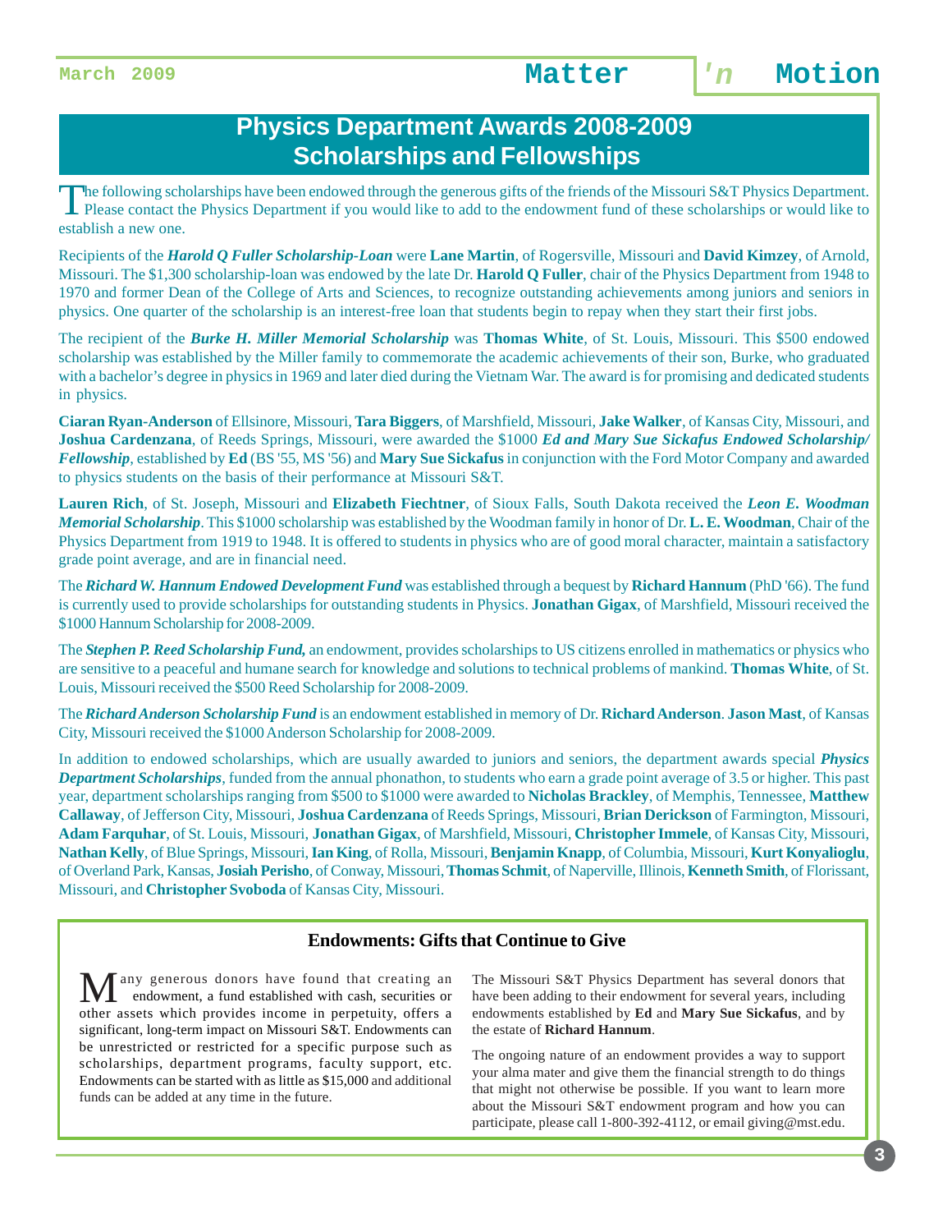# Physics Department Awards 2008-2009
# Scholarships and Fellowships

The following scholarships have been endowed through the generous gifts of the friends of the Missouri S&T Physics Department. Please contact the Physics Department if you would like to add to the endowment fund of these scholarships or would like to establish a new one.

Recipients of the ***Harold Q Fuller Scholarship-Loan*** were **Lane Martin**, of Rogersville, Missouri and **David Kimzey**, of Arnold, Missouri. The $1,300 scholarship-loan was endowed by the late Dr. **Harold Q Fuller**, chair of the Physics Department from 1948 to 1970 and former Dean of the College of Arts and Sciences, to recognize outstanding achievements among juniors and seniors in physics. One quarter of the scholarship is an interest-free loan that students begin to repay when they start their first jobs.

The recipient of the ***Burke H. Miller Memorial Scholarship*** was **Thomas White**, of St. Louis, Missouri. This $500 endowed scholarship was established by the Miller family to commemorate the academic achievements of their son, Burke, who graduated with a bachelor's degree in physics in 1969 and later died during the Vietnam War. The award is for promising and dedicated students in physics.

**Ciaran Ryan-Anderson** of Ellsinore, Missouri, **Tara Biggers**, of Marshfield, Missouri, **Jake Walker**, of Kansas City, Missouri, and **Joshua Cardenzana**, of Reeds Springs, Missouri, were awarded the $1000 ***Ed and Mary Sue Sickafus Endowed Scholarship/ Fellowship***, established by **Ed** (BS '55, MS '56) and **Mary Sue Sickafus** in conjunction with the Ford Motor Company and awarded to physics students on the basis of their performance at Missouri S&T.

**Lauren Rich**, of St. Joseph, Missouri and **Elizabeth Fiechtner**, of Sioux Falls, South Dakota received the ***Leon E. Woodman Memorial Scholarship***. This $1000 scholarship was established by the Woodman family in honor of Dr. **L. E. Woodman**, Chair of the Physics Department from 1919 to 1948. It is offered to students in physics who are of good moral character, maintain a satisfactory grade point average, and are in financial need.

The ***Richard W. Hannum Endowed Development Fund*** was established through a bequest by **Richard Hannum** (PhD '66). The fund is currently used to provide scholarships for outstanding students in Physics. **Jonathan Gigax**, of Marshfield, Missouri received the $1000 Hannum Scholarship for 2008-2009.

The ***Stephen P. Reed Scholarship Fund,*** an endowment, provides scholarships to US citizens enrolled in mathematics or physics who are sensitive to a peaceful and humane search for knowledge and solutions to technical problems of mankind. **Thomas White**, of St. Louis, Missouri received the $500 Reed Scholarship for 2008-2009.

The ***Richard Anderson Scholarship Fund*** is an endowment established in memory of Dr. **Richard Anderson**. **Jason Mast**, of Kansas City, Missouri received the $1000 Anderson Scholarship for 2008-2009.

In addition to endowed scholarships, which are usually awarded to juniors and seniors, the department awards special ***Physics Department Scholarships***, funded from the annual phonathon, to students who earn a grade point average of 3.5 or higher. This past year, department scholarships ranging from $500 to $1000 were awarded to **Nicholas Brackley**, of Memphis, Tennessee, **Matthew Callaway**, of Jefferson City, Missouri, **Joshua Cardenzana** of Reeds Springs, Missouri, **Brian Derickson** of Farmington, Missouri, **Adam Farquhar**, of St. Louis, Missouri, **Jonathan Gigax**, of Marshfield, Missouri, **Christopher Immele**, of Kansas City, Missouri, **Nathan Kelly**, of Blue Springs, Missouri, **Ian King**, of Rolla, Missouri, **Benjamin Knapp**, of Columbia, Missouri, **Kurt Konyalioglu**, of Overland Park, Kansas, **Josiah Perisho**, of Conway, Missouri, **Thomas Schmit**, of Naperville, Illinois, **Kenneth Smith**, of Florissant, Missouri, and **Christopher Svoboda** of Kansas City, Missouri.

## Endowments: Gifts that Continue to Give

Many generous donors have found that creating an endowment, a fund established with cash, securities or other assets which provides income in perpetuity, offers a significant, long-term impact on Missouri S&T. Endowments can be unrestricted or restricted for a specific purpose such as scholarships, department programs, faculty support, etc. Endowments can be started with as little as $15,000 and additional funds can be added at any time in the future.

The Missouri S&T Physics Department has several donors that have been adding to their endowment for several years, including endowments established by **Ed** and **Mary Sue Sickafus**, and by the estate of **Richard Hannum**.

The ongoing nature of an endowment provides a way to support your alma mater and give them the financial strength to do things that might not otherwise be possible. If you want to learn more about the Missouri S&T endowment program and how you can participate, please call 1-800-392-4112, or email giving@mst.edu.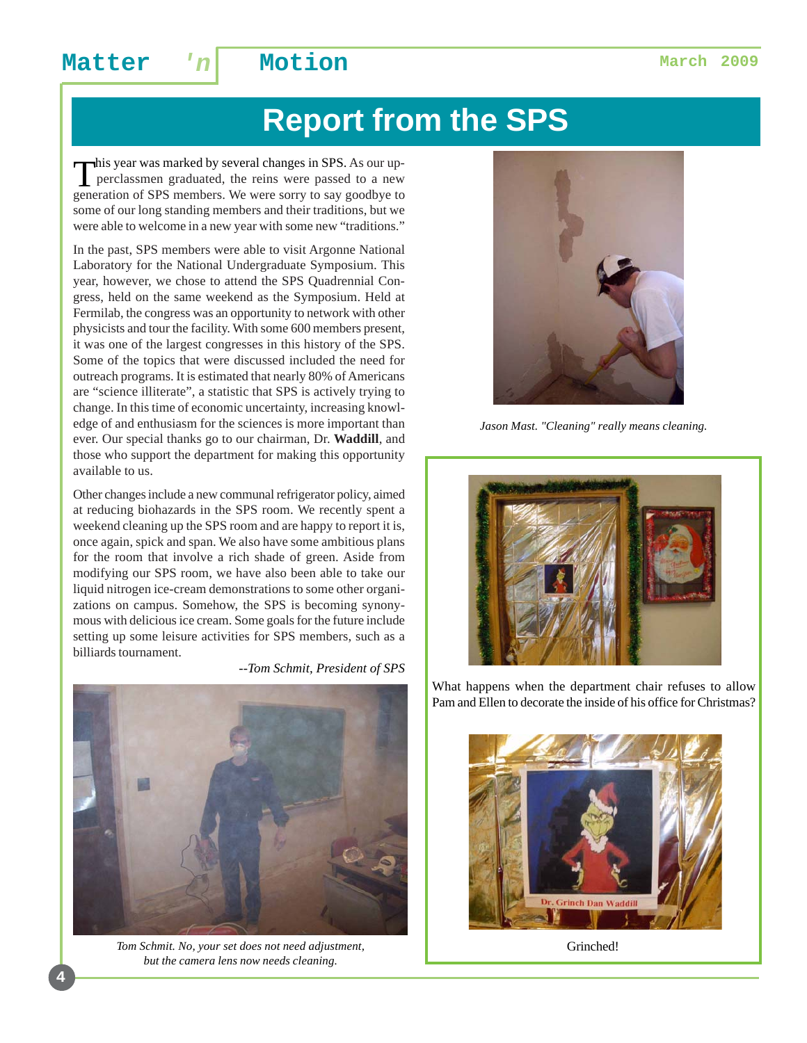# Report from the SPS

This year was marked by several changes in SPS. As our upperclassmen graduated, the reins were passed to a new generation of SPS members. We were sorry to say goodbye to some of our long standing members and their traditions, but we were able to welcome in a new year with some new "traditions."

In the past, SPS members were able to visit Argonne National Laboratory for the National Undergraduate Symposium. This year, however, we chose to attend the SPS Quadrennial Congress, held on the same weekend as the Symposium. Held at Fermilab, the congress was an opportunity to network with other physicists and tour the facility. With some 600 members present, it was one of the largest congresses in this history of the SPS. Some of the topics that were discussed included the need for outreach programs. It is estimated that nearly 80% of Americans are "science illiterate", a statistic that SPS is actively trying to change. In this time of economic uncertainty, increasing knowledge of and enthusiasm for the sciences is more important than ever. Our special thanks go to our chairman, Dr. **Waddill**, and those who support the department for making this opportunity available to us.

Other changes include a new communal refrigerator policy, aimed at reducing biohazards in the SPS room. We recently spent a weekend cleaning up the SPS room and are happy to report it is, once again, spick and span. We also have some ambitious plans for the room that involve a rich shade of green. Aside from modifying our SPS room, we have also been able to take our liquid nitrogen ice-cream demonstrations to some other organizations on campus. Somehow, the SPS is becoming synonymous with delicious ice cream. Some goals for the future include setting up some leisure activities for SPS members, such as a billiards tournament.

*--Tom Schmit, President of SPS*

*Tom Schmit. No, your set does not need adjustment, but the camera lens now needs cleaning.*

*Jason Mast. "Cleaning" really means cleaning.*

What happens when the department chair refuses to allow Pam and Ellen to decorate the inside of his office for Christmas?

Dr. Grinch Dan Waddill

Grinched!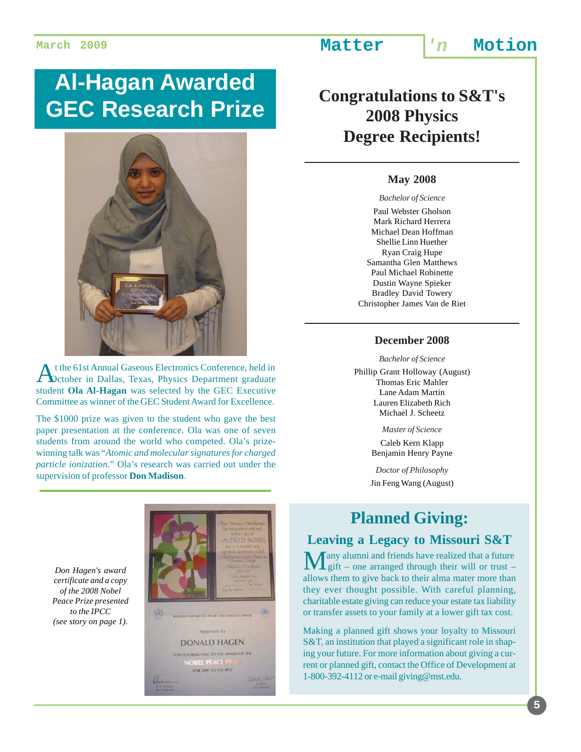# Al-Hagan Awarded GEC Research Prize

At the 61st Annual Gaseous Electronics Conference, held in October in Dallas, Texas, Physics Department graduate student **Ola Al-Hagan** was selected by the GEC Executive Committee as winner of the GEC Student Award for Excellence.

The $1000 prize was given to the student who gave the best paper presentation at the conference. Ola was one of seven students from around the world who competed. Ola's prize-winning talk was "*Atomic and molecular signatures for charged particle ionization*." Ola's research was carried out under the supervision of professor **Don Madison**.

*Don Hagen's award certificate and a copy of the 2008 Nobel Peace Prize presented to the IPCC (see story on page 1).*

# Congratulations to S&T's 2008 Physics Degree Recipients!

## May 2008

*Bachelor of Science*

Paul Webster Gholson
Mark Richard Herrera
Michael Dean Hoffman
Shellie Linn Huether
Ryan Craig Hupe
Samantha Glen Matthews
Paul Michael Robinette
Dustin Wayne Spieker
Bradley David Towery
Christopher James Van de Riet

## December 2008

*Bachelor of Science*

Phillip Grant Holloway (August)
Thomas Eric Mahler
Lane Adam Martin
Lauren Elizabeth Rich
Michael J. Scheetz

*Master of Science*

Caleb Kern Klapp
Benjamin Henry Payne

*Doctor of Philosophy*

Jin Feng Wang (August)

# Planned Giving:

## Leaving a Legacy to Missouri S&T

Many alumni and friends have realized that a future gift – one arranged through their will or trust – allows them to give back to their alma mater more than they ever thought possible. With careful planning, charitable estate giving can reduce your estate tax liability or transfer assets to your family at a lower gift tax cost.

Making a planned gift shows your loyalty to Missouri S&T, an institution that played a significant role in shaping your future. For more information about giving a current or planned gift, contact the Office of Development at 1-800-392-4112 or e-mail giving@mst.edu.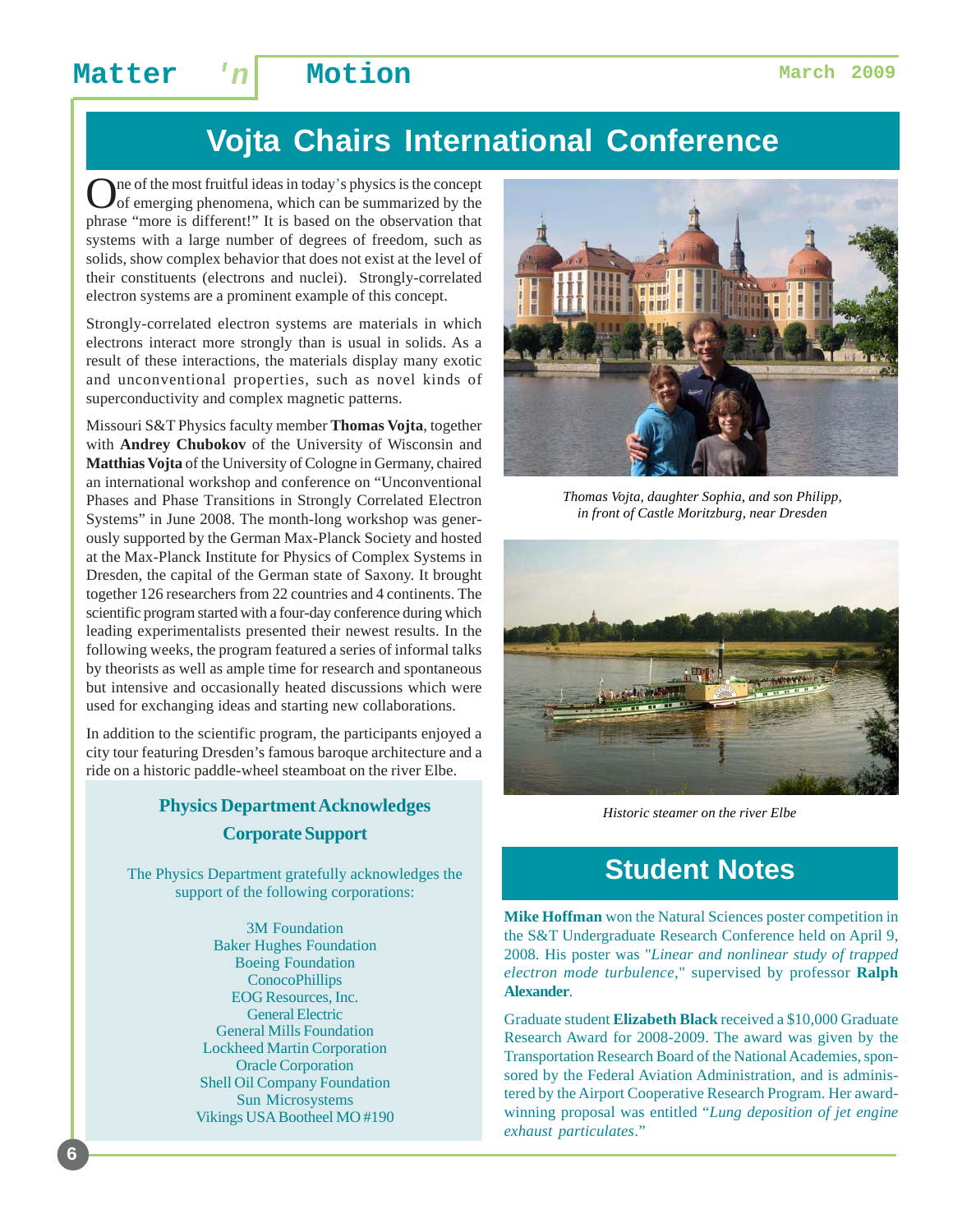# Vojta Chairs International Conference

One of the most fruitful ideas in today's physics is the concept of emerging phenomena, which can be summarized by the phrase "more is different!" It is based on the observation that systems with a large number of degrees of freedom, such as solids, show complex behavior that does not exist at the level of their constituents (electrons and nuclei). Strongly-correlated electron systems are a prominent example of this concept.

Strongly-correlated electron systems are materials in which electrons interact more strongly than is usual in solids. As a result of these interactions, the materials display many exotic and unconventional properties, such as novel kinds of superconductivity and complex magnetic patterns.

Missouri S&T Physics faculty member **Thomas Vojta**, together with **Andrey Chubokov** of the University of Wisconsin and **Matthias Vojta** of the University of Cologne in Germany, chaired an international workshop and conference on "Unconventional Phases and Phase Transitions in Strongly Correlated Electron Systems" in June 2008. The month-long workshop was generously supported by the German Max-Planck Society and hosted at the Max-Planck Institute for Physics of Complex Systems in Dresden, the capital of the German state of Saxony. It brought together 126 researchers from 22 countries and 4 continents. The scientific program started with a four-day conference during which leading experimentalists presented their newest results. In the following weeks, the program featured a series of informal talks by theorists as well as ample time for research and spontaneous but intensive and occasionally heated discussions which were used for exchanging ideas and starting new collaborations.

In addition to the scientific program, the participants enjoyed a city tour featuring Dresden's famous baroque architecture and a ride on a historic paddle-wheel steamboat on the river Elbe.

*Thomas Vojta, daughter Sophia, and son Philipp, in front of Castle Moritzburg, near Dresden*

*Historic steamer on the river Elbe*

## Physics Department Acknowledges Corporate Support

The Physics Department gratefully acknowledges the support of the following corporations:

3M Foundation
Baker Hughes Foundation
Boeing Foundation
ConocoPhillips
EOG Resources, Inc.
General Electric
General Mills Foundation
Lockheed Martin Corporation
Oracle Corporation
Shell Oil Company Foundation
Sun Microsystems
Vikings USA Bootheel MO #190

# Student Notes

**Mike Hoffman** won the Natural Sciences poster competition in the S&T Undergraduate Research Conference held on April 9, 2008. His poster was "*Linear and nonlinear study of trapped electron mode turbulence*," supervised by professor **Ralph Alexander**.

Graduate student **Elizabeth Black** received a $10,000 Graduate Research Award for 2008-2009. The award was given by the Transportation Research Board of the National Academies, sponsored by the Federal Aviation Administration, and is administered by the Airport Cooperative Research Program. Her award-winning proposal was entitled "*Lung deposition of jet engine exhaust particulates*."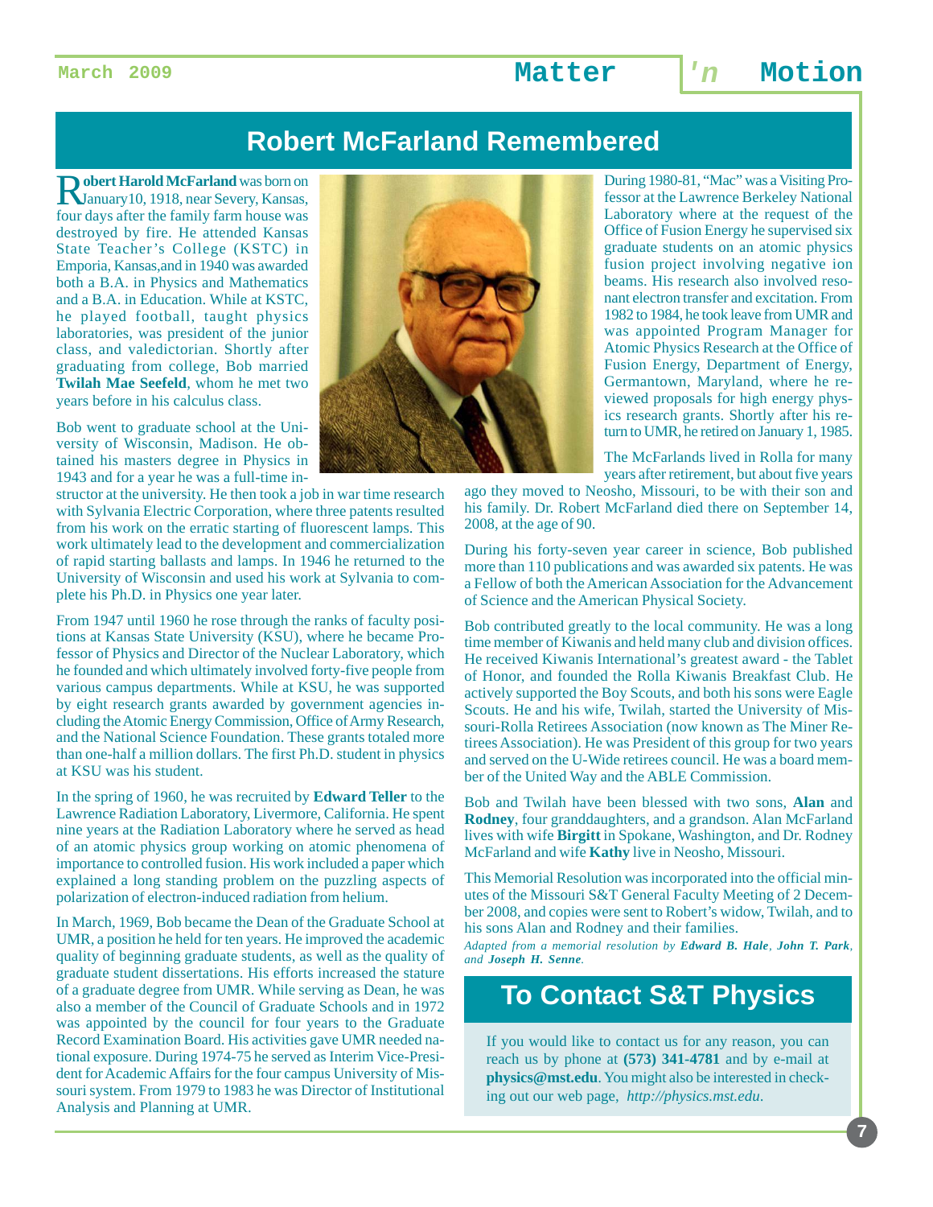# Robert McFarland Remembered

**Robert Harold McFarland** was born on January10, 1918, near Severy, Kansas, four days after the family farm house was destroyed by fire. He attended Kansas State Teacher's College (KSTC) in Emporia, Kansas,and in 1940 was awarded both a B.A. in Physics and Mathematics and a B.A. in Education. While at KSTC, he played football, taught physics laboratories, was president of the junior class, and valedictorian. Shortly after graduating from college, Bob married **Twilah Mae Seefeld**, whom he met two years before in his calculus class.

Bob went to graduate school at the University of Wisconsin, Madison. He obtained his masters degree in Physics in 1943 and for a year he was a full-time instructor at the university. He then took a job in war time research with Sylvania Electric Corporation, where three patents resulted from his work on the erratic starting of fluorescent lamps. This work ultimately lead to the development and commercialization of rapid starting ballasts and lamps. In 1946 he returned to the University of Wisconsin and used his work at Sylvania to complete his Ph.D. in Physics one year later.

From 1947 until 1960 he rose through the ranks of faculty positions at Kansas State University (KSU), where he became Professor of Physics and Director of the Nuclear Laboratory, which he founded and which ultimately involved forty-five people from various campus departments. While at KSU, he was supported by eight research grants awarded by government agencies including the Atomic Energy Commission, Office of Army Research, and the National Science Foundation. These grants totaled more than one-half a million dollars. The first Ph.D. student in physics at KSU was his student.

In the spring of 1960, he was recruited by **Edward Teller** to the Lawrence Radiation Laboratory, Livermore, California. He spent nine years at the Radiation Laboratory where he served as head of an atomic physics group working on atomic phenomena of importance to controlled fusion. His work included a paper which explained a long standing problem on the puzzling aspects of polarization of electron-induced radiation from helium.

In March, 1969, Bob became the Dean of the Graduate School at UMR, a position he held for ten years. He improved the academic quality of beginning graduate students, as well as the quality of graduate student dissertations. His efforts increased the stature of a graduate degree from UMR. While serving as Dean, he was also a member of the Council of Graduate Schools and in 1972 was appointed by the council for four years to the Graduate Record Examination Board. His activities gave UMR needed national exposure. During 1974-75 he served as Interim Vice-President for Academic Affairs for the four campus University of Missouri system. From 1979 to 1983 he was Director of Institutional Analysis and Planning at UMR.

During 1980-81, "Mac" was a Visiting Professor at the Lawrence Berkeley National Laboratory where at the request of the Office of Fusion Energy he supervised six graduate students on an atomic physics fusion project involving negative ion beams. His research also involved resonant electron transfer and excitation. From 1982 to 1984, he took leave from UMR and was appointed Program Manager for Atomic Physics Research at the Office of Fusion Energy, Department of Energy, Germantown, Maryland, where he reviewed proposals for high energy physics research grants. Shortly after his return to UMR, he retired on January 1, 1985.

The McFarlands lived in Rolla for many years after retirement, but about five years ago they moved to Neosho, Missouri, to be with their son and his family. Dr. Robert McFarland died there on September 14, 2008, at the age of 90.

During his forty-seven year career in science, Bob published more than 110 publications and was awarded six patents. He was a Fellow of both the American Association for the Advancement of Science and the American Physical Society.

Bob contributed greatly to the local community. He was a long time member of Kiwanis and held many club and division offices. He received Kiwanis International's greatest award - the Tablet of Honor, and founded the Rolla Kiwanis Breakfast Club. He actively supported the Boy Scouts, and both his sons were Eagle Scouts. He and his wife, Twilah, started the University of Missouri-Rolla Retirees Association (now known as The Miner Retirees Association). He was President of this group for two years and served on the U-Wide retirees council. He was a board member of the United Way and the ABLE Commission.

Bob and Twilah have been blessed with two sons, **Alan** and **Rodney**, four granddaughters, and a grandson. Alan McFarland lives with wife **Birgitt** in Spokane, Washington, and Dr. Rodney McFarland and wife **Kathy** live in Neosho, Missouri.

This Memorial Resolution was incorporated into the official minutes of the Missouri S&T General Faculty Meeting of 2 December 2008, and copies were sent to Robert's widow, Twilah, and to his sons Alan and Rodney and their families.

*Adapted from a memorial resolution by* ***Edward B. Hale***, ***John T. Park***, *and* ***Joseph H. Senne***.

## To Contact S&T Physics

If you would like to contact us for any reason, you can reach us by phone at **(573) 341-4781** and by e-mail at **physics@mst.edu**. You might also be interested in checking out our web page, *http://physics.mst.edu*.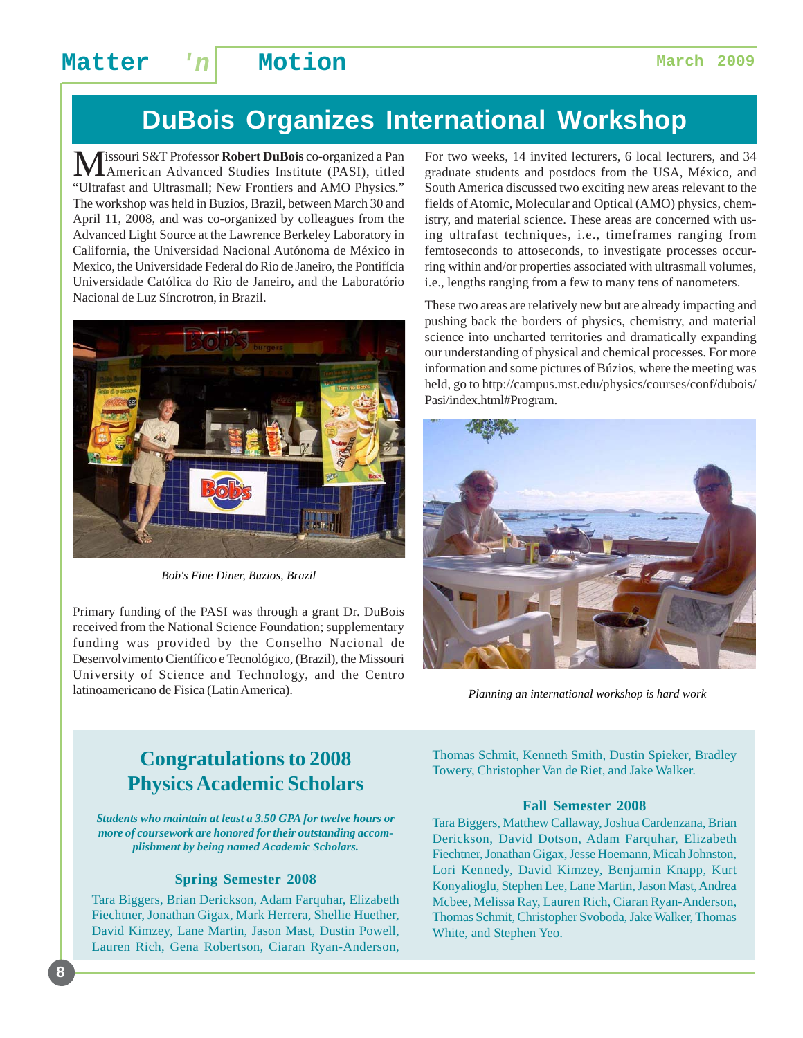# DuBois Organizes International Workshop

Missouri S&T Professor **Robert DuBois** co-organized a Pan American Advanced Studies Institute (PASI), titled "Ultrafast and Ultrasmall; New Frontiers and AMO Physics." The workshop was held in Buzios, Brazil, between March 30 and April 11, 2008, and was co-organized by colleagues from the Advanced Light Source at the Lawrence Berkeley Laboratory in California, the Universidad Nacional Autónoma de México in Mexico, the Universidade Federal do Rio de Janeiro, the Pontifícia Universidade Católica do Rio de Janeiro, and the Laboratório Nacional de Luz Síncrotron, in Brazil.

*Bob's Fine Diner, Buzios, Brazil*

Primary funding of the PASI was through a grant Dr. DuBois received from the National Science Foundation; supplementary funding was provided by the Conselho Nacional de Desenvolvimento Científico e Tecnológico, (Brazil), the Missouri University of Science and Technology, and the Centro latinoamericano de Fisica (Latin America).

For two weeks, 14 invited lecturers, 6 local lecturers, and 34 graduate students and postdocs from the USA, México, and South America discussed two exciting new areas relevant to the fields of Atomic, Molecular and Optical (AMO) physics, chemistry, and material science. These areas are concerned with using ultrafast techniques, i.e., timeframes ranging from femtoseconds to attoseconds, to investigate processes occurring within and/or properties associated with ultrasmall volumes, i.e., lengths ranging from a few to many tens of nanometers.

These two areas are relatively new but are already impacting and pushing back the borders of physics, chemistry, and material science into uncharted territories and dramatically expanding our understanding of physical and chemical processes. For more information and some pictures of Búzios, where the meeting was held, go to http://campus.mst.edu/physics/courses/conf/dubois/Pasi/index.html#Program.

*Planning an international workshop is hard work*

## Congratulations to 2008 Physics Academic Scholars

***Students who maintain at least a 3.50 GPA for twelve hours or more of coursework are honored for their outstanding accomplishment by being named Academic Scholars.***

### Spring Semester 2008

Tara Biggers, Brian Derickson, Adam Farquhar, Elizabeth Fiechtner, Jonathan Gigax, Mark Herrera, Shellie Huether, David Kimzey, Lane Martin, Jason Mast, Dustin Powell, Lauren Rich, Gena Robertson, Ciaran Ryan-Anderson, Thomas Schmit, Kenneth Smith, Dustin Spieker, Bradley Towery, Christopher Van de Riet, and Jake Walker.

### Fall Semester 2008

Tara Biggers, Matthew Callaway, Joshua Cardenzana, Brian Derickson, David Dotson, Adam Farquhar, Elizabeth Fiechtner, Jonathan Gigax, Jesse Hoemann, Micah Johnston, Lori Kennedy, David Kimzey, Benjamin Knapp, Kurt Konyalioglu, Stephen Lee, Lane Martin, Jason Mast, Andrea Mcbee, Melissa Ray, Lauren Rich, Ciaran Ryan-Anderson, Thomas Schmit, Christopher Svoboda, Jake Walker, Thomas White, and Stephen Yeo.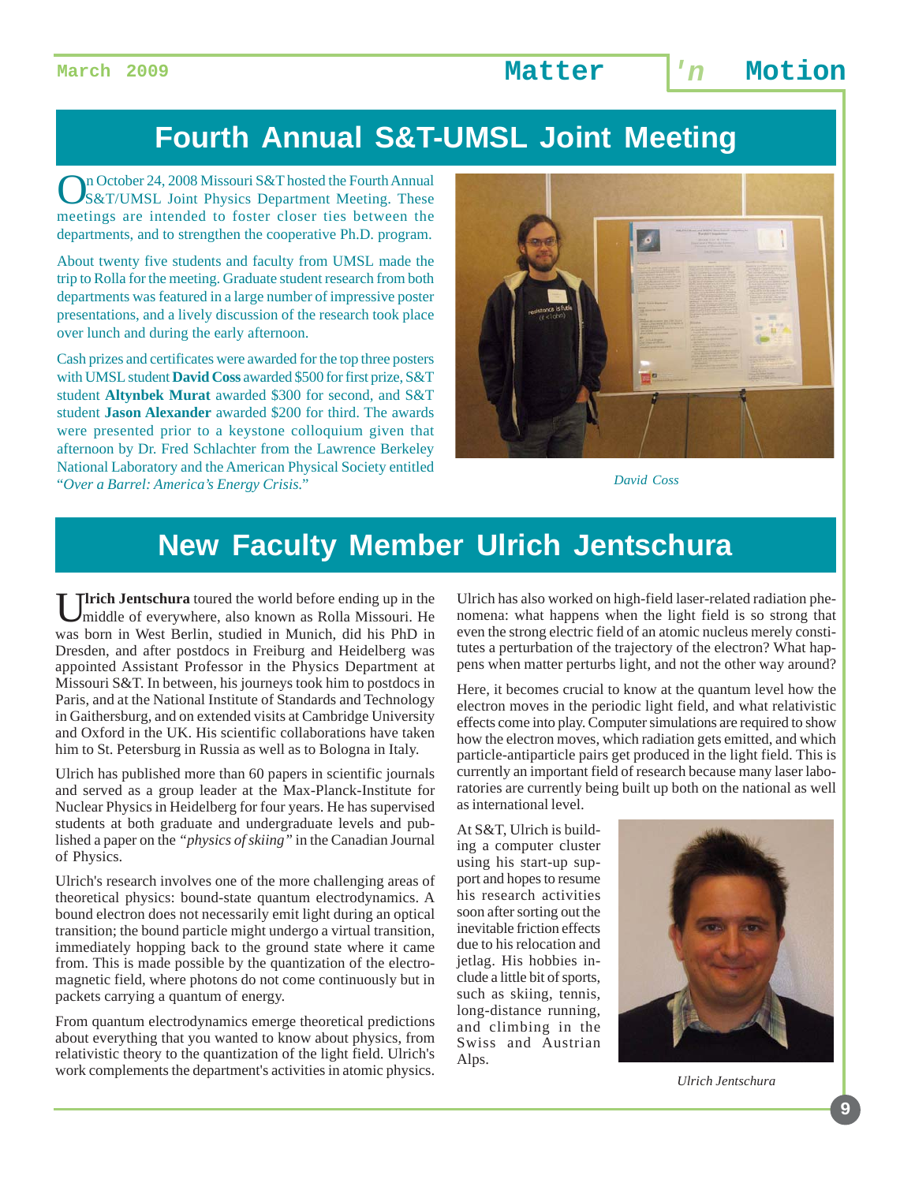# Fourth Annual S&T-UMSL Joint Meeting

On October 24, 2008 Missouri S&T hosted the Fourth Annual S&T/UMSL Joint Physics Department Meeting. These meetings are intended to foster closer ties between the departments, and to strengthen the cooperative Ph.D. program.

About twenty five students and faculty from UMSL made the trip to Rolla for the meeting. Graduate student research from both departments was featured in a large number of impressive poster presentations, and a lively discussion of the research took place over lunch and during the early afternoon.

Cash prizes and certificates were awarded for the top three posters with UMSL student **David Coss** awarded $500 for first prize, S&T student **Altynbek Murat** awarded $300 for second, and S&T student **Jason Alexander** awarded $200 for third. The awards were presented prior to a keystone colloquium given that afternoon by Dr. Fred Schlachter from the Lawrence Berkeley National Laboratory and the American Physical Society entitled "*Over a Barrel: America's Energy Crisis.*"

*David Coss*

# New Faculty Member Ulrich Jentschura

**Ulrich Jentschura** toured the world before ending up in the middle of everywhere, also known as Rolla Missouri. He was born in West Berlin, studied in Munich, did his PhD in Dresden, and after postdocs in Freiburg and Heidelberg was appointed Assistant Professor in the Physics Department at Missouri S&T. In between, his journeys took him to postdocs in Paris, and at the National Institute of Standards and Technology in Gaithersburg, and on extended visits at Cambridge University and Oxford in the UK. His scientific collaborations have taken him to St. Petersburg in Russia as well as to Bologna in Italy.

Ulrich has published more than 60 papers in scientific journals and served as a group leader at the Max-Planck-Institute for Nuclear Physics in Heidelberg for four years. He has supervised students at both graduate and undergraduate levels and published a paper on the *"physics of skiing"* in the Canadian Journal of Physics.

Ulrich's research involves one of the more challenging areas of theoretical physics: bound-state quantum electrodynamics. A bound electron does not necessarily emit light during an optical transition; the bound particle might undergo a virtual transition, immediately hopping back to the ground state where it came from. This is made possible by the quantization of the electromagnetic field, where photons do not come continuously but in packets carrying a quantum of energy.

From quantum electrodynamics emerge theoretical predictions about everything that you wanted to know about physics, from relativistic theory to the quantization of the light field. Ulrich's work complements the department's activities in atomic physics.

Ulrich has also worked on high-field laser-related radiation phenomena: what happens when the light field is so strong that even the strong electric field of an atomic nucleus merely constitutes a perturbation of the trajectory of the electron? What happens when matter perturbs light, and not the other way around?

Here, it becomes crucial to know at the quantum level how the electron moves in the periodic light field, and what relativistic effects come into play. Computer simulations are required to show how the electron moves, which radiation gets emitted, and which particle-antiparticle pairs get produced in the light field. This is currently an important field of research because many laser laboratories are currently being built up both on the national as well as international level.

At S&T, Ulrich is building a computer cluster using his start-up support and hopes to resume his research activities soon after sorting out the inevitable friction effects due to his relocation and jetlag. His hobbies include a little bit of sports, such as skiing, tennis, long-distance running, and climbing in the Swiss and Austrian Alps.

*Ulrich Jentschura*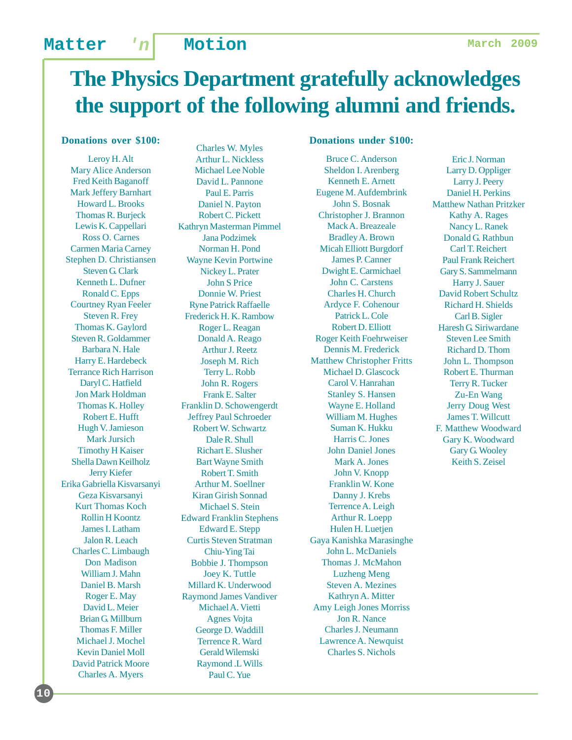# The Physics Department gratefully acknowledges the support of the following alumni and friends.

**Donations over $100:**

Leroy H. Alt
Mary Alice Anderson
Fred Keith Baganoff
Mark Jeffery Barnhart
Howard L. Brooks
Thomas R. Burjeck
Lewis K. Cappellari
Ross O. Carnes
Carmen Maria Carney
Stephen D. Christiansen
Steven G. Clark
Kenneth L. Dufner
Ronald C. Epps
Courtney Ryan Feeler
Steven R. Frey
Thomas K. Gaylord
Steven R. Goldammer
Barbara N. Hale
Harry E. Hardebeck
Terrance Rich Harrison
Daryl C. Hatfield
Jon Mark Holdman
Thomas K. Holley
Robert E. Hufft
Hugh V. Jamieson
Mark Jursich
Timothy H Kaiser
Shella Dawn Keilholz
Jerry Kiefer
Erika Gabriella Kisvarsanyi
Geza Kisvarsanyi
Kurt Thomas Koch
Rollin H Koontz
James I. Latham
Jalon R. Leach
Charles C. Limbaugh
Don Madison
William J. Mahn
Daniel B. Marsh
Roger E. May
David L. Meier
Brian G. Millburn
Thomas F. Miller
Michael J. Mochel
Kevin Daniel Moll
David Patrick Moore
Charles A. Myers
Charles W. Myles
Arthur L. Nickless
Michael Lee Noble
David L. Pannone
Paul E. Parris
Daniel N. Payton
Robert C. Pickett
Kathryn Masterman Pimmel
Jana Podzimek
Norman H. Pond
Wayne Kevin Portwine
Nickey L. Prater
John S Price
Donnie W. Priest
Ryne Patrick Raffaelle
Frederick H. K. Rambow
Roger L. Reagan
Donald A. Reago
Arthur J. Reetz
Joseph M. Rich
Terry L. Robb
John R. Rogers
Frank E. Salter
Franklin D. Schowengerdt
Jeffrey Paul Schroeder
Robert W. Schwartz
Dale R. Shull
Richart E. Slusher
Bart Wayne Smith
Robert T. Smith
Arthur M. Soellner
Kiran Girish Sonnad
Michael S. Stein
Edward Franklin Stephens
Edward E. Stepp
Curtis Steven Stratman
Chiu-Ying Tai
Bobbie J. Thompson
Joey K. Tuttle
Millard K. Underwood
Raymond James Vandiver
Michael A. Vietti
Agnes Vojta
George D. Waddill
Terrence R. Ward
Gerald Wilemski
Raymond .L Wills
Paul C. Yue

**Donations under $100:**

Bruce C. Anderson
Sheldon I. Arenberg
Kenneth E. Arnett
Eugene M. Aufdembrink
John S. Bosnak
Christopher J. Brannon
Mack A. Breazeale
Bradley A. Brown
Micah Elliott Burgdorf
James P. Canner
Dwight E. Carmichael
John C. Carstens
Charles H. Church
Ardyce F. Cohenour
Patrick L. Cole
Robert D. Elliott
Roger Keith Foehrweiser
Dennis M. Frederick
Matthew Christopher Fritts
Michael D. Glascock
Carol V. Hanrahan
Stanley S. Hansen
Wayne E. Holland
William M. Hughes
Suman K. Hukku
Harris C. Jones
John Daniel Jones
Mark A. Jones
John V. Knopp
Franklin W. Kone
Danny J. Krebs
Terrence A. Leigh
Arthur R. Loepp
Hulen H. Luetjen
Gaya Kanishka Marasinghe
John L. McDaniels
Thomas J. McMahon
Luzheng Meng
Steven A. Mezines
Kathryn A. Mitter
Amy Leigh Jones Morriss
Jon R. Nance
Charles J. Neumann
Lawrence A. Newquist
Charles S. Nichols
Eric J. Norman
Larry D. Oppliger
Larry J. Peery
Daniel H. Perkins
Matthew Nathan Pritzker
Kathy A. Rages
Nancy L. Ranek
Donald G. Rathbun
Carl T. Reichert
Paul Frank Reichert
Gary S. Sammelmann
Harry J. Sauer
David Robert Schultz
Richard H. Shields
Carl B. Sigler
Haresh G. Siriwardane
Steven Lee Smith
Richard D. Thom
John L. Thompson
Robert E. Thurman
Terry R. Tucker
Zu-En Wang
Jerry Doug West
James T. Willcutt
F. Matthew Woodward
Gary K. Woodward
Gary G. Wooley
Keith S. Zeisel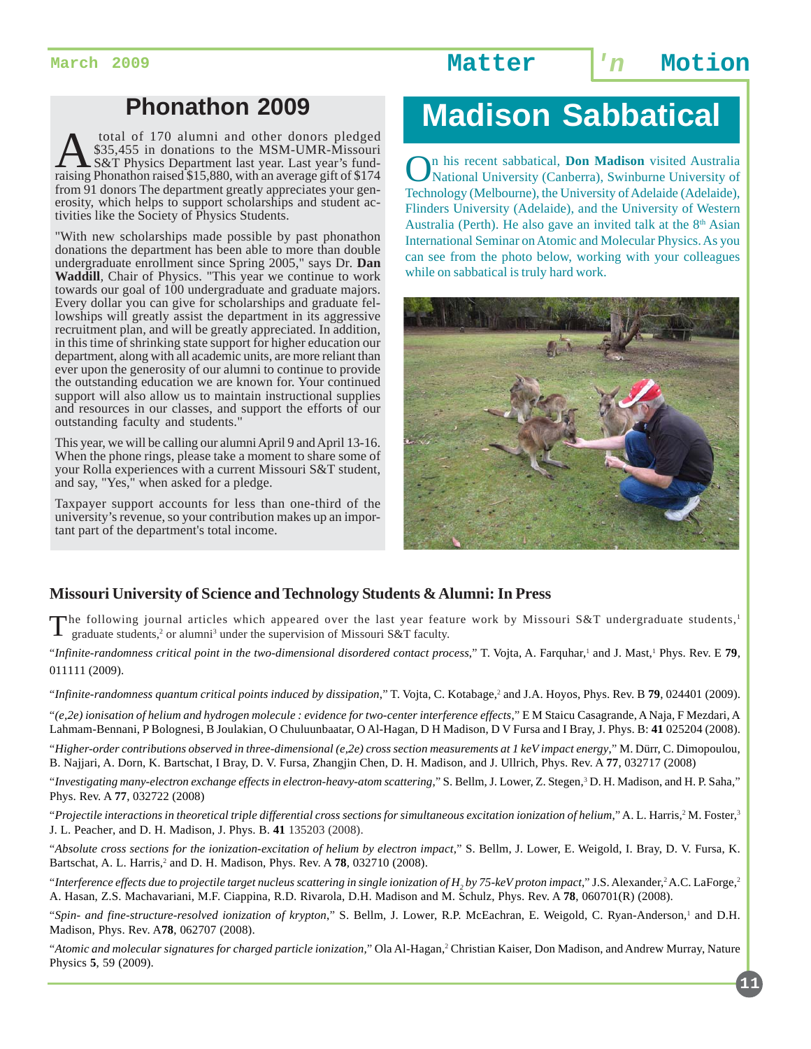## Phonathon 2009

A total of 170 alumni and other donors pledged $35,455 in donations to the MSM-UMR-Missouri S&T Physics Department last year. Last year's fund-raising Phonathon raised $15,880, with an average gift of $174 from 91 donors The department greatly appreciates your generosity, which helps to support scholarships and student activities like the Society of Physics Students.

"With new scholarships made possible by past phonathon donations the department has been able to more than double undergraduate enrollment since Spring 2005," says Dr. **Dan Waddill**, Chair of Physics. "This year we continue to work towards our goal of 100 undergraduate and graduate majors. Every dollar you can give for scholarships and graduate fellowships will greatly assist the department in its aggressive recruitment plan, and will be greatly appreciated. In addition, in this time of shrinking state support for higher education our department, along with all academic units, are more reliant than ever upon the generosity of our alumni to continue to provide the outstanding education we are known for. Your continued support will also allow us to maintain instructional supplies and resources in our classes, and support the efforts of our outstanding faculty and students."

This year, we will be calling our alumni April 9 and April 13-16. When the phone rings, please take a moment to share some of your Rolla experiences with a current Missouri S&T student, and say, "Yes," when asked for a pledge.

Taxpayer support accounts for less than one-third of the university's revenue, so your contribution makes up an important part of the department's total income.

## Madison Sabbatical

On his recent sabbatical, **Don Madison** visited Australia National University (Canberra), Swinburne University of Technology (Melbourne), the University of Adelaide (Adelaide), Flinders University (Adelaide), and the University of Western Australia (Perth). He also gave an invited talk at the 8th Asian International Seminar on Atomic and Molecular Physics. As you can see from the photo below, working with your colleagues while on sabbatical is truly hard work.

### Missouri University of Science and Technology Students & Alumni: In Press

The following journal articles which appeared over the last year feature work by Missouri S&T undergraduate students,[1] graduate students,[2] or alumni[3] under the supervision of Missouri S&T faculty.

"*Infinite-randomness critical point in the two-dimensional disordered contact process*," T. Vojta, A. Farquhar,[1] and J. Mast,[1] Phys. Rev. E **79**, 011111 (2009).

"*Infinite-randomness quantum critical points induced by dissipation*," T. Vojta, C. Kotabage,[2] and J.A. Hoyos, Phys. Rev. B **79**, 024401 (2009).

"*(e,2e) ionisation of helium and hydrogen molecule : evidence for two-center interference effects*," E M Staicu Casagrande, A Naja, F Mezdari, A Lahmam-Bennani, P Bolognesi, B Joulakian, O Chuluunbaatar, O Al-Hagan, D H Madison, D V Fursa and I Bray, J. Phys. B: **41** 025204 (2008).

"*Higher-order contributions observed in three-dimensional (e,2e) cross section measurements at 1 keV impact energy*," M. Dürr, C. Dimopoulou, B. Najjari, A. Dorn, K. Bartschat, I Bray, D. V. Fursa, Zhangjin Chen, D. H. Madison, and J. Ullrich, Phys. Rev. A **77**, 032717 (2008)

"*Investigating many-electron exchange effects in electron-heavy-atom scattering*," S. Bellm, J. Lower, Z. Stegen,[3] D. H. Madison, and H. P. Saha," Phys. Rev. A **77**, 032722 (2008)

"*Projectile interactions in theoretical triple differential cross sections for simultaneous excitation ionization of helium*," A. L. Harris,[2] M. Foster,[3] J. L. Peacher, and D. H. Madison, J. Phys. B. **41** 135203 (2008).

"*Absolute cross sections for the ionization-excitation of helium by electron impact*," S. Bellm, J. Lower, E. Weigold, I. Bray, D. V. Fursa, K. Bartschat, A. L. Harris,[2] and D. H. Madison, Phys. Rev. A **78**, 032710 (2008).

"*Interference effects due to projectile target nucleus scattering in single ionization of $H_2$ by 75-keV proton impact*," J.S. Alexander,[2] A.C. LaForge,[2] A. Hasan, Z.S. Machavariani, M.F. Ciappina, R.D. Rivarola, D.H. Madison and M. Schulz, Phys. Rev. A **78**, 060701(R) (2008).

"*Spin- and fine-structure-resolved ionization of krypton*," S. Bellm, J. Lower, R.P. McEachran, E. Weigold, C. Ryan-Anderson,[1] and D.H. Madison, Phys. Rev. A**78**, 062707 (2008).

"*Atomic and molecular signatures for charged particle ionization*," Ola Al-Hagan,[2] Christian Kaiser, Don Madison, and Andrew Murray, Nature Physics **5**, 59 (2009).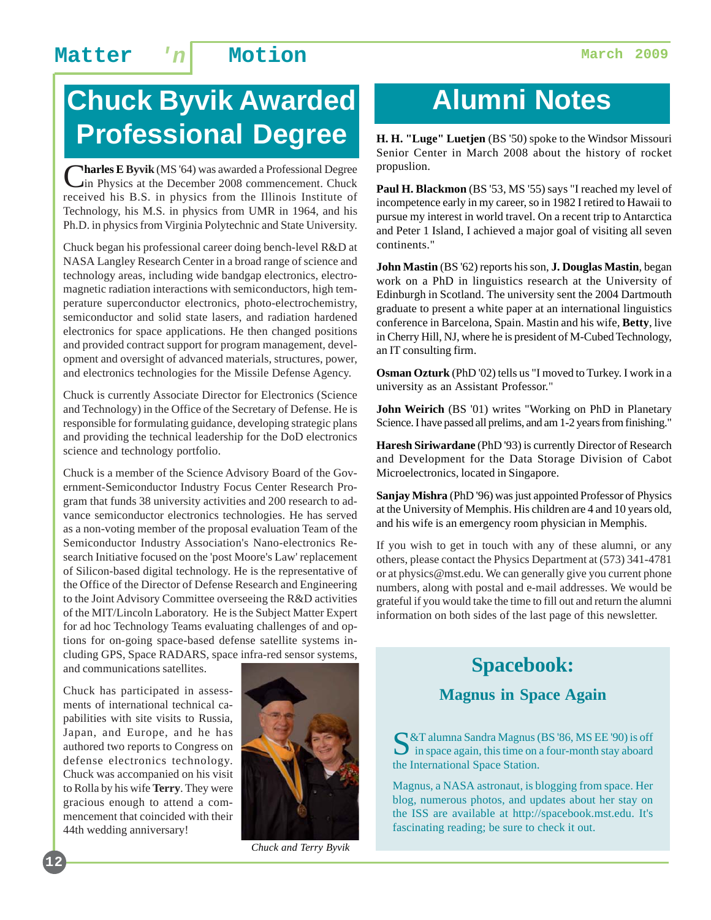# Chuck Byvik Awarded Professional Degree

**Charles E Byvik** (MS '64) was awarded a Professional Degree in Physics at the December 2008 commencement. Chuck received his B.S. in physics from the Illinois Institute of Technology, his M.S. in physics from UMR in 1964, and his Ph.D. in physics from Virginia Polytechnic and State University.

Chuck began his professional career doing bench-level R&D at NASA Langley Research Center in a broad range of science and technology areas, including wide bandgap electronics, electromagnetic radiation interactions with semiconductors, high temperature superconductor electronics, photo-electrochemistry, semiconductor and solid state lasers, and radiation hardened electronics for space applications. He then changed positions and provided contract support for program management, development and oversight of advanced materials, structures, power, and electronics technologies for the Missile Defense Agency.

Chuck is currently Associate Director for Electronics (Science and Technology) in the Office of the Secretary of Defense. He is responsible for formulating guidance, developing strategic plans and providing the technical leadership for the DoD electronics science and technology portfolio.

Chuck is a member of the Science Advisory Board of the Government-Semiconductor Industry Focus Center Research Program that funds 38 university activities and 200 research to advance semiconductor electronics technologies. He has served as a non-voting member of the proposal evaluation Team of the Semiconductor Industry Association's Nano-electronics Research Initiative focused on the 'post Moore's Law' replacement of Silicon-based digital technology. He is the representative of the Office of the Director of Defense Research and Engineering to the Joint Advisory Committee overseeing the R&D activities of the MIT/Lincoln Laboratory. He is the Subject Matter Expert for ad hoc Technology Teams evaluating challenges of and options for on-going space-based defense satellite systems including GPS, Space RADARS, space infra-red sensor systems, and communications satellites.

Chuck has participated in assessments of international technical capabilities with site visits to Russia, Japan, and Europe, and he has authored two reports to Congress on defense electronics technology. Chuck was accompanied on his visit to Rolla by his wife **Terry**. They were gracious enough to attend a commencement that coincided with their 44th wedding anniversary!

*Chuck and Terry Byvik*

# Alumni Notes

**H. H. "Luge" Luetjen** (BS '50) spoke to the Windsor Missouri Senior Center in March 2008 about the history of rocket propulsion.

**Paul H. Blackmon** (BS '53, MS '55) says "I reached my level of incompetence early in my career, so in 1982 I retired to Hawaii to pursue my interest in world travel. On a recent trip to Antarctica and Peter 1 Island, I achieved a major goal of visiting all seven continents."

**John Mastin** (BS '62) reports his son, **J. Douglas Mastin**, began work on a PhD in linguistics research at the University of Edinburgh in Scotland. The university sent the 2004 Dartmouth graduate to present a white paper at an international linguistics conference in Barcelona, Spain. Mastin and his wife, **Betty**, live in Cherry Hill, NJ, where he is president of M-Cubed Technology, an IT consulting firm.

**Osman Ozturk** (PhD '02) tells us "I moved to Turkey. I work in a university as an Assistant Professor."

**John Weirich** (BS '01) writes "Working on PhD in Planetary Science. I have passed all prelims, and am 1-2 years from finishing."

**Haresh Siriwardane** (PhD '93) is currently Director of Research and Development for the Data Storage Division of Cabot Microelectronics, located in Singapore.

**Sanjay Mishra** (PhD '96) was just appointed Professor of Physics at the University of Memphis. His children are 4 and 10 years old, and his wife is an emergency room physician in Memphis.

If you wish to get in touch with any of these alumni, or any others, please contact the Physics Department at (573) 341-4781 or at physics@mst.edu. We can generally give you current phone numbers, along with postal and e-mail addresses. We would be grateful if you would take the time to fill out and return the alumni information on both sides of the last page of this newsletter.

## Spacebook:

### Magnus in Space Again

S&T alumna Sandra Magnus (BS '86, MS EE '90) is off in space again, this time on a four-month stay aboard the International Space Station.

Magnus, a NASA astronaut, is blogging from space. Her blog, numerous photos, and updates about her stay on the ISS are available at http://spacebook.mst.edu. It's fascinating reading; be sure to check it out.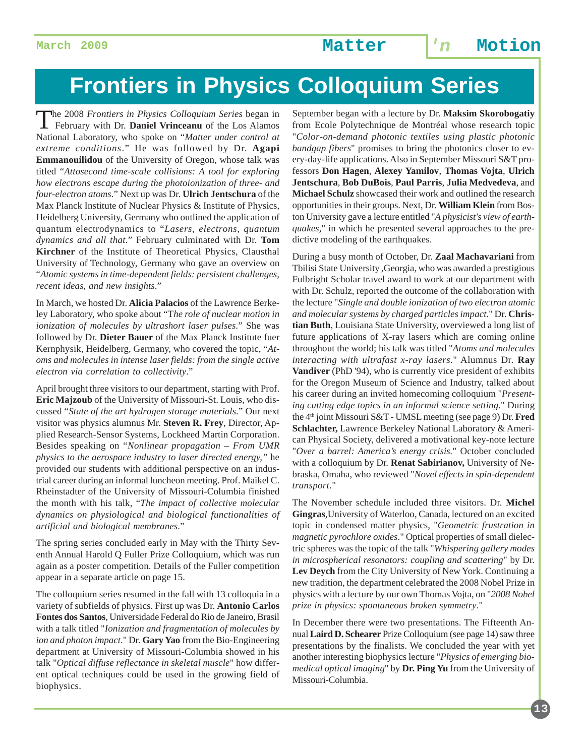# Frontiers in Physics Colloquium Series

The 2008 *Frontiers in Physics Colloquium Series* began in February with Dr. **Daniel Vrinceanu** of the Los Alamos National Laboratory, who spoke on "*Matter under control at extreme conditions*." He was followed by Dr. **Agapi Emmanouilidou** of the University of Oregon, whose talk was titled "*Attosecond time-scale collisions: A tool for exploring how electrons escape during the photoionization of three- and four-electron atoms*." Next up was Dr. **Ulrich Jentschura** of the Max Planck Institute of Nuclear Physics & Institute of Physics, Heidelberg University, Germany who outlined the application of quantum electrodynamics to "*Lasers, electrons, quantum dynamics and all that*." February culminated with Dr. **Tom Kirchner** of the Institute of Theoretical Physics, Clausthal University of Technology, Germany who gave an overview on "*Atomic systems in time-dependent fields: persistent challenges, recent ideas, and new insights*."

In March, we hosted Dr. **Alicia Palacios** of the Lawrence Berkeley Laboratory, who spoke about "T*he role of nuclear motion in ionization of molecules by ultrashort laser pulses*." She was followed by Dr. **Dieter Bauer** of the Max Planck Institute fuer Kernphysik, Heidelberg, Germany, who covered the topic, "*Atoms and molecules in intense laser fields: from the single active electron via correlation to collectivity*."

April brought three visitors to our department, starting with Prof. **Eric Majzoub** of the University of Missouri-St. Louis, who discussed "*State of the art hydrogen storage materials*." Our next visitor was physics alumnus Mr. **Steven R. Frey**, Director, Applied Research-Sensor Systems, Lockheed Martin Corporation. Besides speaking on "*Nonlinear propagation – From UMR physics to the aerospace industry to laser directed energy,*" he provided our students with additional perspective on an industrial career during an informal luncheon meeting. Prof. Maikel C. Rheinstadter of the University of Missouri-Columbia finished the month with his talk, "*The impact of collective molecular dynamics on physiological and biological functionalities of artificial and biological membranes*."

The spring series concluded early in May with the Thirty Seventh Annual Harold Q Fuller Prize Colloquium, which was run again as a poster competition. Details of the Fuller competition appear in a separate article on page 15.

The colloquium series resumed in the fall with 13 colloquia in a variety of subfields of physics. First up was Dr. **Antonio Carlos Fontes dos Santos**, Universidade Federal do Rio de Janeiro, Brasil with a talk titled "*Ionization and fragmentation of molecules by ion and photon impact*." Dr. **Gary Yao** from the Bio-Engineering department at University of Missouri-Columbia showed in his talk "*Optical diffuse reflectance in skeletal muscle*" how different optical techniques could be used in the growing field of biophysics.

September began with a lecture by Dr. **Maksim Skorobogatiy** from Ecole Polytechnique de Montréal whose research topic "*Color-on-demand photonic textiles using plastic photonic bandgap fibers*" promises to bring the photonics closer to every-day-life applications. Also in September Missouri S&T professors **Don Hagen**, **Alexey Yamilov**, **Thomas Vojta**, **Ulrich Jentschura**, **Bob DuBois**, **Paul Parris**, **Julia Medvedeva**, and **Michael Schulz** showcased their work and outlined the research opportunities in their groups. Next, Dr. **William Klein** from Boston University gave a lecture entitled "*A physicist's view of earthquakes*," in which he presented several approaches to the predictive modeling of the earthquakes.

During a busy month of October, Dr. **Zaal Machavariani** from Tbilisi State University ,Georgia, who was awarded a prestigious Fulbright Scholar travel award to work at our department with with Dr. Schulz, reported the outcome of the collaboration with the lecture "*Single and double ionization of two electron atomic and molecular systems by charged particles impact*." Dr. **Christian Buth**, Louisiana State University, overviewed a long list of future applications of X-ray lasers which are coming online throughout the world; his talk was titled "*Atoms and molecules interacting with ultrafast x-ray lasers*." Alumnus Dr. **Ray Vandiver** (PhD '94), who is currently vice president of exhibits for the Oregon Museum of Science and Industry, talked about his career during an invited homecoming colloquium "*Presenting cutting edge topics in an informal science setting*." During the 4th joint Missouri S&T - UMSL meeting (see page 9) Dr. **Fred Schlachter**, Lawrence Berkeley National Laboratory & American Physical Society, delivered a motivational key-note lecture "*Over a barrel: America's energy crisis*." October concluded with a colloquium by Dr. **Renat Sabirianov,** University of Nebraska, Omaha, who reviewed "*Novel effects in spin-dependent transport*."

The November schedule included three visitors. Dr. **Michel Gingras**,University of Waterloo, Canada, lectured on an excited topic in condensed matter physics, "*Geometric frustration in magnetic pyrochlore oxides*." Optical properties of small dielectric spheres was the topic of the talk "*Whispering gallery modes in microspherical resonators: coupling and scattering*" by Dr. **Lev Deych** from the City University of New York. Continuing a new tradition, the department celebrated the 2008 Nobel Prize in physics with a lecture by our own Thomas Vojta, on "*2008 Nobel prize in physics: spontaneous broken symmetry*."

In December there were two presentations. The Fifteenth Annual **Laird D. Schearer** Prize Colloquium (see page 14) saw three presentations by the finalists. We concluded the year with yet another interesting biophysics lecture "*Physics of emerging biomedical optical imaging*" by **Dr. Ping Yu** from the University of Missouri-Columbia.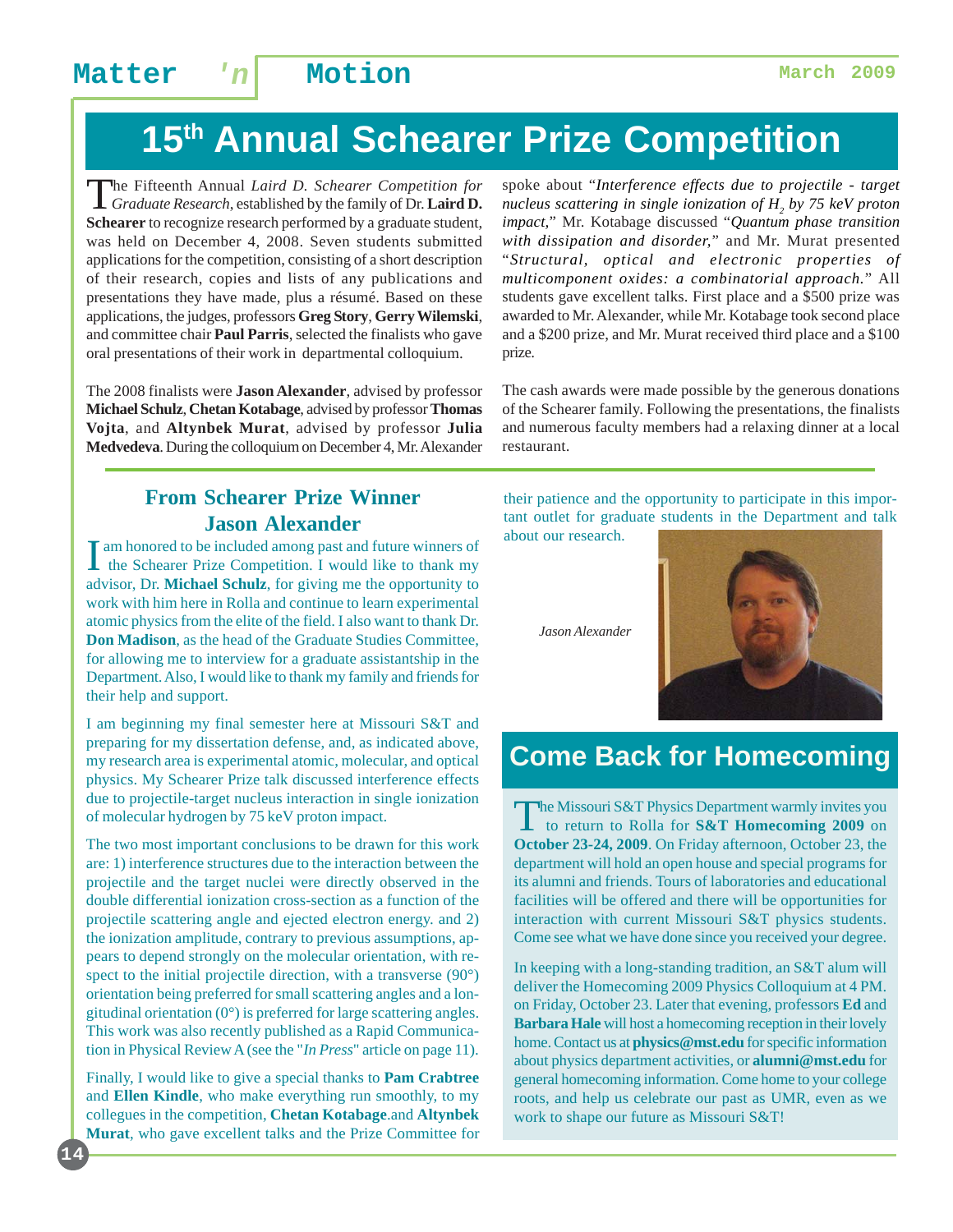# 15th Annual Schearer Prize Competition

The Fifteenth Annual *Laird D. Schearer Competition for Graduate Research*, established by the family of Dr. **Laird D. Schearer** to recognize research performed by a graduate student, was held on December 4, 2008. Seven students submitted applications for the competition, consisting of a short description of their research, copies and lists of any publications and presentations they have made, plus a résumé. Based on these applications, the judges, professors **Greg Story**, **Gerry Wilemski**, and committee chair **Paul Parris**, selected the finalists who gave oral presentations of their work in departmental colloquium.

The 2008 finalists were **Jason Alexander**, advised by professor **Michael Schulz**, **Chetan Kotabage**, advised by professor **Thomas Vojta**, and **Altynbek Murat**, advised by professor **Julia Medvedeva**. During the colloquium on December 4, Mr. Alexander spoke about "*Interference effects due to projectile - target nucleus scattering in single ionization of $H_2$ by 75 keV proton impact*," Mr. Kotabage discussed "*Quantum phase transition with dissipation and disorder*," and Mr. Murat presented "*Structural, optical and electronic properties of multicomponent oxides: a combinatorial approach*." All students gave excellent talks. First place and a $500 prize was awarded to Mr. Alexander, while Mr. Kotabage took second place and a $200 prize, and Mr. Murat received third place and a $100 prize.

The cash awards were made possible by the generous donations of the Schearer family. Following the presentations, the finalists and numerous faculty members had a relaxing dinner at a local restaurant.

## From Schearer Prize Winner Jason Alexander

I am honored to be included among past and future winners of the Schearer Prize Competition. I would like to thank my advisor, Dr. **Michael Schulz**, for giving me the opportunity to work with him here in Rolla and continue to learn experimental atomic physics from the elite of the field. I also want to thank Dr. **Don Madison**, as the head of the Graduate Studies Committee, for allowing me to interview for a graduate assistantship in the Department. Also, I would like to thank my family and friends for their help and support.

I am beginning my final semester here at Missouri S&T and preparing for my dissertation defense, and, as indicated above, my research area is experimental atomic, molecular, and optical physics. My Schearer Prize talk discussed interference effects due to projectile-target nucleus interaction in single ionization of molecular hydrogen by 75 keV proton impact.

The two most important conclusions to be drawn for this work are: 1) interference structures due to the interaction between the projectile and the target nuclei were directly observed in the double differential ionization cross-section as a function of the projectile scattering angle and ejected electron energy. and 2) the ionization amplitude, contrary to previous assumptions, appears to depend strongly on the molecular orientation, with respect to the initial projectile direction, with a transverse (90°) orientation being preferred for small scattering angles and a longitudinal orientation (0°) is preferred for large scattering angles. This work was also recently published as a Rapid Communication in Physical Review A (see the "*In Press*" article on page 11).

Finally, I would like to give a special thanks to **Pam Crabtree** and **Ellen Kindle**, who make everything run smoothly, to my collegues in the competition, **Chetan Kotabage**.and **Altynbek Murat**, who gave excellent talks and the Prize Committee for their patience and the opportunity to participate in this important outlet for graduate students in the Department and talk about our research.

*Jason Alexander*

## Come Back for Homecoming

The Missouri S&T Physics Department warmly invites you to return to Rolla for **S&T Homecoming 2009** on **October 23-24, 2009**. On Friday afternoon, October 23, the department will hold an open house and special programs for its alumni and friends. Tours of laboratories and educational facilities will be offered and there will be opportunities for interaction with current Missouri S&T physics students. Come see what we have done since you received your degree.

In keeping with a long-standing tradition, an S&T alum will deliver the Homecoming 2009 Physics Colloquium at 4 PM. on Friday, October 23. Later that evening, professors **Ed** and **Barbara Hale** will host a homecoming reception in their lovely home. Contact us at **physics@mst.edu** for specific information about physics department activities, or **alumni@mst.edu** for general homecoming information. Come home to your college roots, and help us celebrate our past as UMR, even as we work to shape our future as Missouri S&T!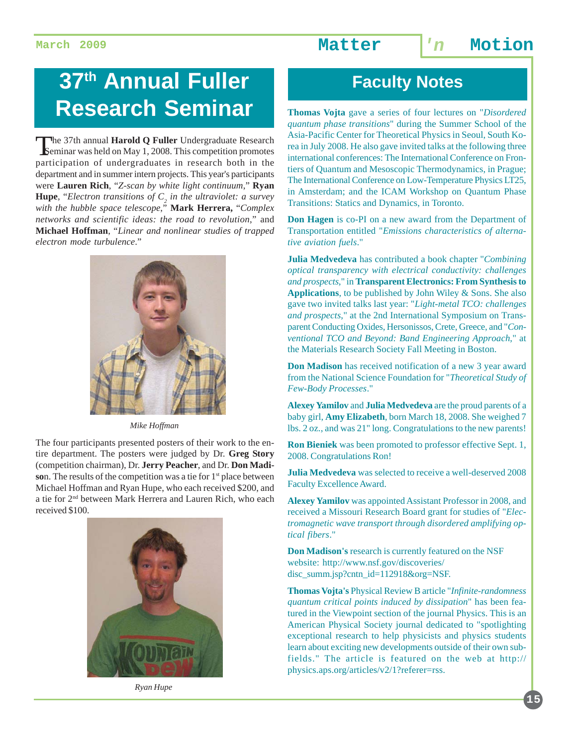# 37th Annual Fuller Research Seminar

The 37th annual **Harold Q Fuller** Undergraduate Research Seminar was held on May 1, 2008. This competition promotes participation of undergraduates in research both in the department and in summer intern projects. This year's participants were **Lauren Rich**, "*Z-scan by white light continuum,*" **Ryan Hupe**, "*Electron transitions of $C_2$ in the ultraviolet: a survey with the hubble space telescope,*" **Mark Herrera,** "*Complex networks and scientific ideas: the road to revolution,*" and **Michael Hoffman**, "*Linear and nonlinear studies of trapped electron mode turbulence.*"

*Mike Hoffman*

The four participants presented posters of their work to the entire department. The posters were judged by Dr. **Greg Story** (competition chairman), Dr. **Jerry Peacher**, and Dr. **Don Madison**. The results of the competition was a tie for 1st place between Michael Hoffman and Ryan Hupe, who each received $200, and a tie for 2nd between Mark Herrera and Lauren Rich, who each received $100.

*Ryan Hupe*

# Faculty Notes

**Thomas Vojta** gave a series of four lectures on "*Disordered quantum phase transitions*" during the Summer School of the Asia-Pacific Center for Theoretical Physics in Seoul, South Korea in July 2008. He also gave invited talks at the following three international conferences: The International Conference on Frontiers of Quantum and Mesoscopic Thermodynamics, in Prague; The International Conference on Low-Temperature Physics LT25, in Amsterdam; and the ICAM Workshop on Quantum Phase Transitions: Statics and Dynamics, in Toronto.

**Don Hagen** is co-PI on a new award from the Department of Transportation entitled "*Emissions characteristics of alternative aviation fuels*."

**Julia Medvedeva** has contributed a book chapter "*Combining optical transparency with electrical conductivity: challenges and prospects,*" in **Transparent Electronics: From Synthesis to Applications**, to be published by John Wiley & Sons. She also gave two invited talks last year: "*Light-metal TCO: challenges and prospects,*" at the 2nd International Symposium on Transparent Conducting Oxides, Hersonissos, Crete, Greece, and "*Conventional TCO and Beyond: Band Engineering Approach,*" at the Materials Research Society Fall Meeting in Boston.

**Don Madison** has received notification of a new 3 year award from the National Science Foundation for "*Theoretical Study of Few-Body Processes*."

**Alexey Yamilov** and **Julia Medvedeva** are the proud parents of a baby girl, **Amy Elizabeth**, born March 18, 2008. She weighed 7 lbs. 2 oz., and was 21" long. Congratulations to the new parents!

**Ron Bieniek** was been promoted to professor effective Sept. 1, 2008. Congratulations Ron!

**Julia Medvedeva** was selected to receive a well-deserved 2008 Faculty Excellence Award.

**Alexey Yamilov** was appointed Assistant Professor in 2008, and received a Missouri Research Board grant for studies of "*Electromagnetic wave transport through disordered amplifying optical fibers*."

**Don Madison's** research is currently featured on the NSF website: http://www.nsf.gov/discoveries/disc_summ.jsp?cntn_id=112918&org=NSF.

**Thomas Vojta's** Physical Review B article "*Infinite-randomness quantum critical points induced by dissipation*" has been featured in the Viewpoint section of the journal Physics. This is an American Physical Society journal dedicated to "spotlighting exceptional research to help physicists and physics students learn about exciting new developments outside of their own subfields." The article is featured on the web at http://physics.aps.org/articles/v2/1?referer=rss.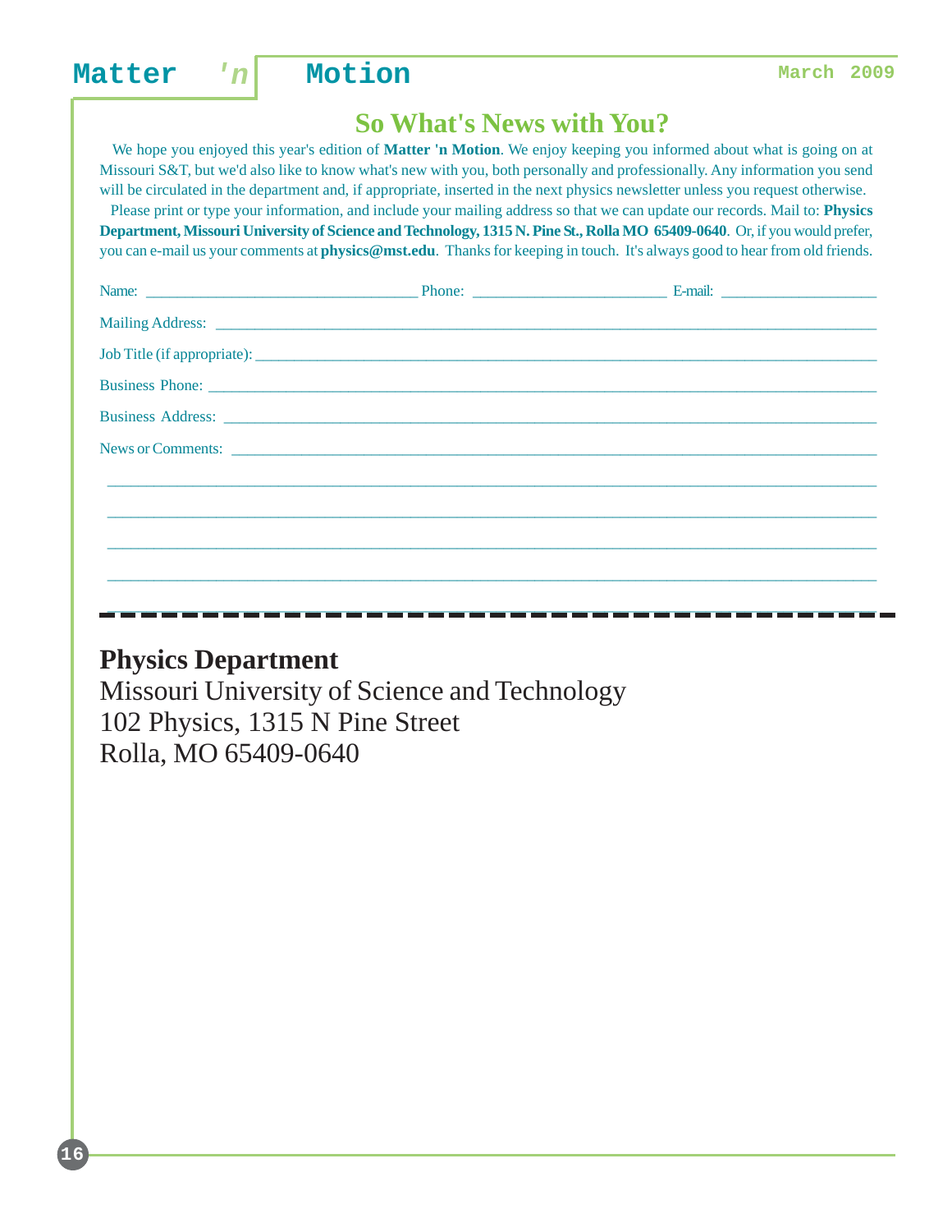## So What's News with You?

We hope you enjoyed this year's edition of **Matter 'n Motion**. We enjoy keeping you informed about what is going on at Missouri S&T, but we'd also like to know what's new with you, both personally and professionally. Any information you send will be circulated in the department and, if appropriate, inserted in the next physics newsletter unless you request otherwise.

Please print or type your information, and include your mailing address so that we can update our records. Mail to: **Physics Department, Missouri University of Science and Technology, 1315 N. Pine St., Rolla MO 65409-0640**. Or, if you would prefer, you can e-mail us your comments at **physics@mst.edu**. Thanks for keeping in touch. It's always good to hear from old friends.

Name: ______________________________ Phone: ______________________ E-mail: ___________________

Mailing Address: ____________________________________________________________________________

Job Title (if appropriate): ______________________________________________________________________

Business Phone: _____________________________________________________________________________

Business Address: ____________________________________________________________________________

News or Comments: ___________________________________________________________________________

_____________________________________________________________________________________________

_____________________________________________________________________________________________

_____________________________________________________________________________________________

_____________________________________________________________________________________________

---

**Physics Department**
Missouri University of Science and Technology
102 Physics, 1315 N Pine Street
Rolla, MO 65409-0640